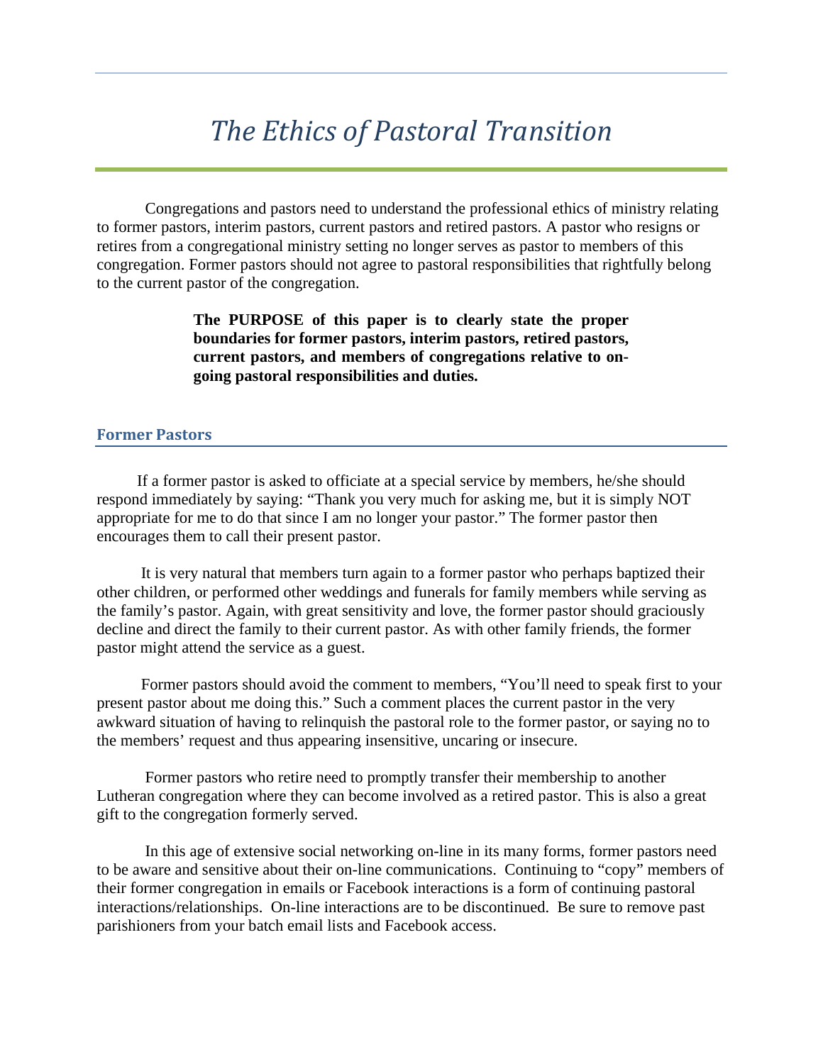# *The Ethics of Pastoral Transition*

Congregations and pastors need to understand the professional ethics of ministry relating to former pastors, interim pastors, current pastors and retired pastors. A pastor who resigns or retires from a congregational ministry setting no longer serves as pastor to members of this congregation. Former pastors should not agree to pastoral responsibilities that rightfully belong to the current pastor of the congregation.

> **The PURPOSE of this paper is to clearly state the proper boundaries for former pastors, interim pastors, retired pastors, current pastors, and members of congregations relative to on-going pastoral responsibilities and duties.**

## Former Pastors

If a former pastor is asked to officiate at a special service by members, he/she should respond immediately by saying: "Thank you very much for asking me, but it is simply NOT appropriate for me to do that since I am no longer your pastor." The former pastor then encourages them to call their present pastor.

It is very natural that members turn again to a former pastor who perhaps baptized their other children, or performed other weddings and funerals for family members while serving as the family's pastor. Again, with great sensitivity and love, the former pastor should graciously decline and direct the family to their current pastor. As with other family friends, the former pastor might attend the service as a guest.

Former pastors should avoid the comment to members, "You'll need to speak first to your present pastor about me doing this." Such a comment places the current pastor in the very awkward situation of having to relinquish the pastoral role to the former pastor, or saying no to the members' request and thus appearing insensitive, uncaring or insecure.

Former pastors who retire need to promptly transfer their membership to another Lutheran congregation where they can become involved as a retired pastor. This is also a great gift to the congregation formerly served.

In this age of extensive social networking on-line in its many forms, former pastors need to be aware and sensitive about their on-line communications. Continuing to "copy" members of their former congregation in emails or Facebook interactions is a form of continuing pastoral interactions/relationships. On-line interactions are to be discontinued. Be sure to remove past parishioners from your batch email lists and Facebook access.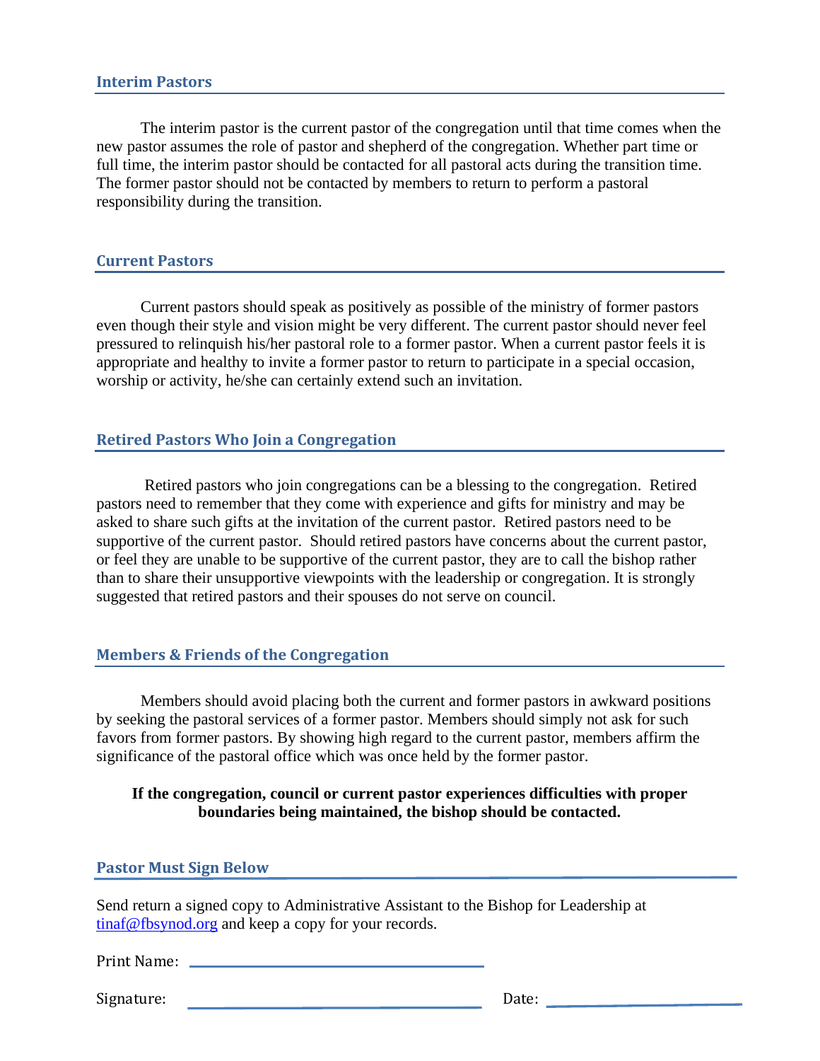## Interim Pastors

The interim pastor is the current pastor of the congregation until that time comes when the new pastor assumes the role of pastor and shepherd of the congregation. Whether part time or full time, the interim pastor should be contacted for all pastoral acts during the transition time. The former pastor should not be contacted by members to return to perform a pastoral responsibility during the transition.

## Current Pastors

Current pastors should speak as positively as possible of the ministry of former pastors even though their style and vision might be very different. The current pastor should never feel pressured to relinquish his/her pastoral role to a former pastor. When a current pastor feels it is appropriate and healthy to invite a former pastor to return to participate in a special occasion, worship or activity, he/she can certainly extend such an invitation.

## Retired Pastors Who Join a Congregation

Retired pastors who join congregations can be a blessing to the congregation. Retired pastors need to remember that they come with experience and gifts for ministry and may be asked to share such gifts at the invitation of the current pastor. Retired pastors need to be supportive of the current pastor. Should retired pastors have concerns about the current pastor, or feel they are unable to be supportive of the current pastor, they are to call the bishop rather than to share their unsupportive viewpoints with the leadership or congregation. It is strongly suggested that retired pastors and their spouses do not serve on council.

## Members & Friends of the Congregation

Members should avoid placing both the current and former pastors in awkward positions by seeking the pastoral services of a former pastor. Members should simply not ask for such favors from former pastors. By showing high regard to the current pastor, members affirm the significance of the pastoral office which was once held by the former pastor.

**If the congregation, council or current pastor experiences difficulties with proper boundaries being maintained, the bishop should be contacted.**

## Pastor Must Sign Below

Send return a signed copy to Administrative Assistant to the Bishop for Leadership at tinaf@fbsynod.org and keep a copy for your records.

Print Name: ______________________________

Signature: ______________________________ Date: ____________________